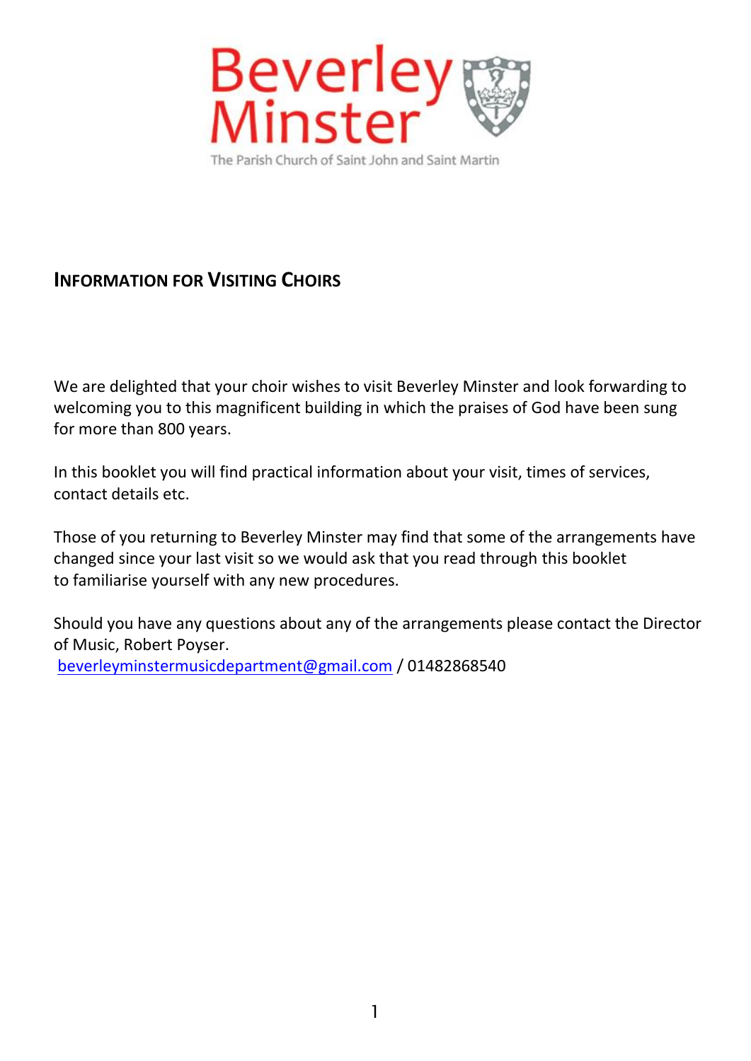# Beverley Minster

The Parish Church of Saint John and Saint Martin

## INFORMATION FOR VISITING CHOIRS

We are delighted that your choir wishes to visit Beverley Minster and look forwarding to welcoming you to this magnificent building in which the praises of God have been sung for more than 800 years.

In this booklet you will find practical information about your visit, times of services, contact details etc.

Those of you returning to Beverley Minster may find that some of the arrangements have changed since your last visit so we would ask that you read through this booklet to familiarise yourself with any new procedures.

Should you have any questions about any of the arrangements please contact the Director of Music, Robert Poyser.
beverleyminstermusicdepartment@gmail.com / 01482868540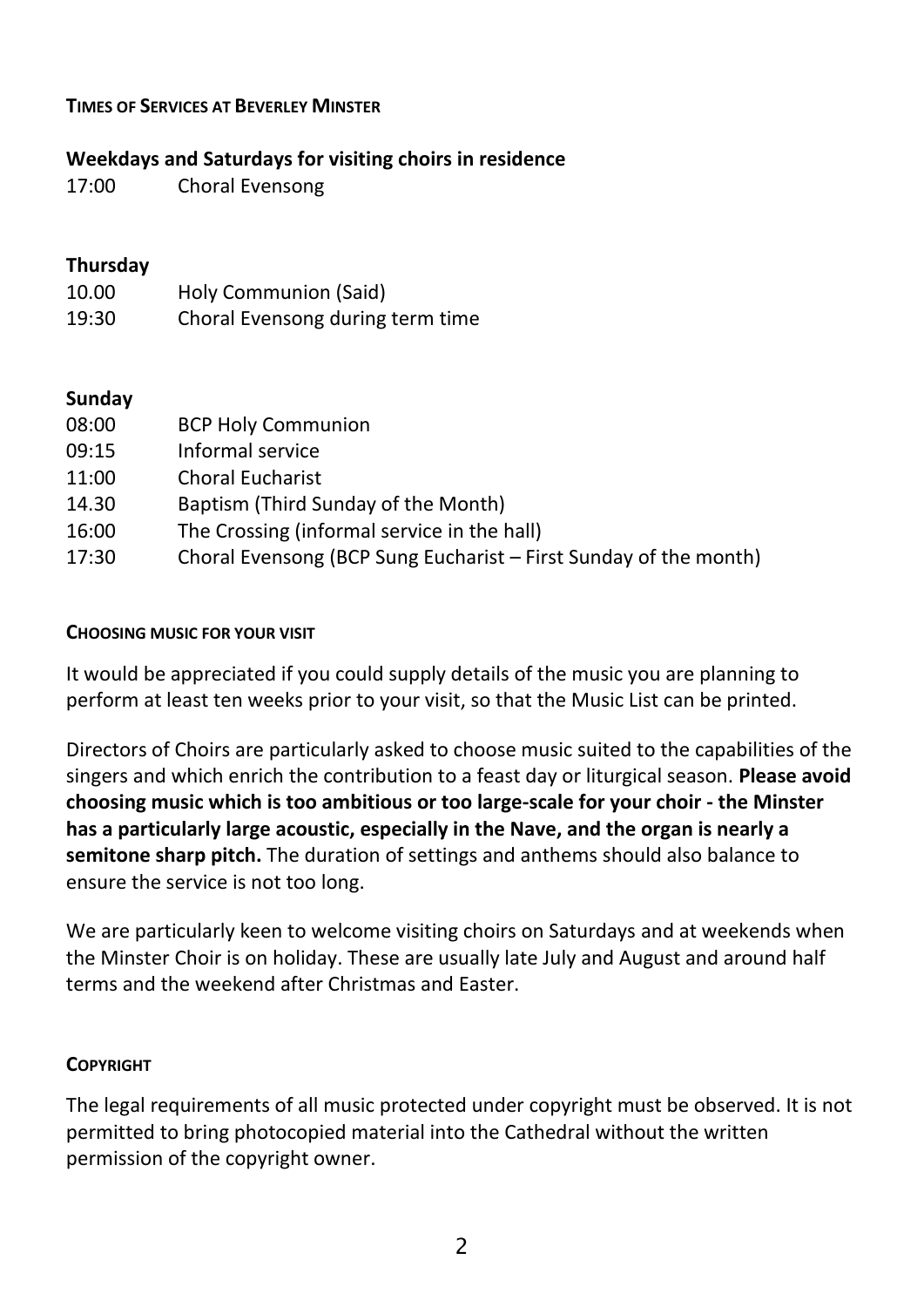## TIMES OF SERVICES AT BEVERLEY MINSTER

**Weekdays and Saturdays for visiting choirs in residence**

17:00 Choral Evensong

**Thursday**

10.00 Holy Communion (Said)
19:30 Choral Evensong during term time

**Sunday**

08:00 BCP Holy Communion
09:15 Informal service
11:00 Choral Eucharist
14.30 Baptism (Third Sunday of the Month)
16:00 The Crossing (informal service in the hall)
17:30 Choral Evensong (BCP Sung Eucharist – First Sunday of the month)

## CHOOSING MUSIC FOR YOUR VISIT

It would be appreciated if you could supply details of the music you are planning to perform at least ten weeks prior to your visit, so that the Music List can be printed.

Directors of Choirs are particularly asked to choose music suited to the capabilities of the singers and which enrich the contribution to a feast day or liturgical season. **Please avoid choosing music which is too ambitious or too large-scale for your choir - the Minster has a particularly large acoustic, especially in the Nave, and the organ is nearly a semitone sharp pitch.** The duration of settings and anthems should also balance to ensure the service is not too long.

We are particularly keen to welcome visiting choirs on Saturdays and at weekends when the Minster Choir is on holiday. These are usually late July and August and around half terms and the weekend after Christmas and Easter.

## COPYRIGHT

The legal requirements of all music protected under copyright must be observed. It is not permitted to bring photocopied material into the Cathedral without the written permission of the copyright owner.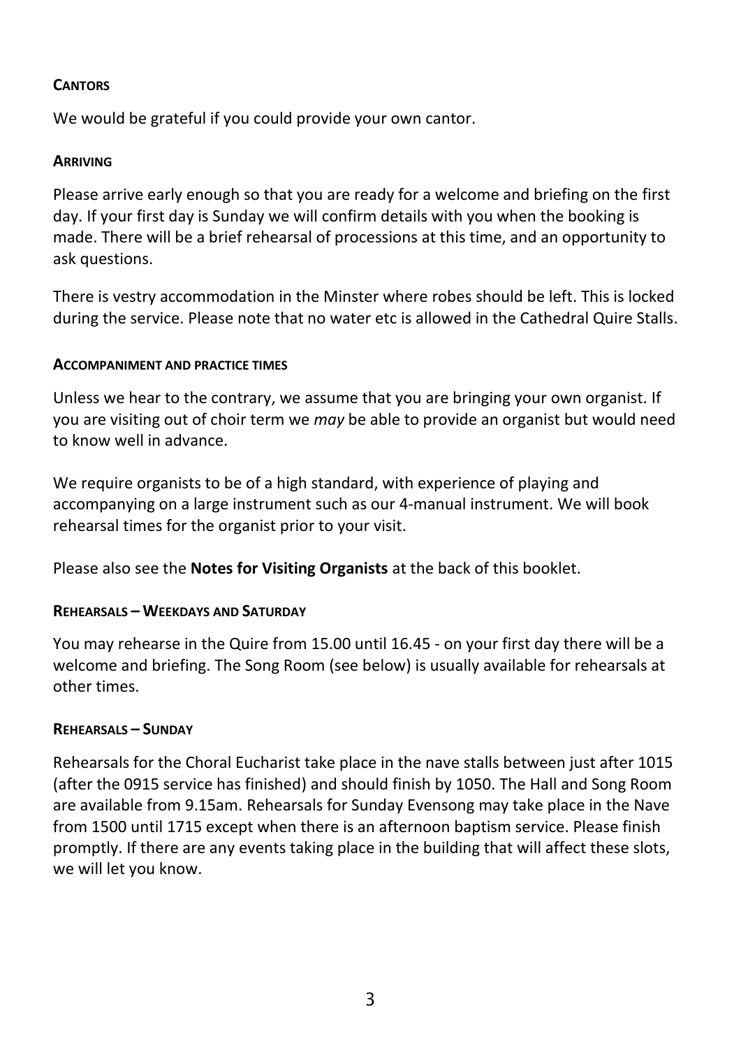## Cantors

We would be grateful if you could provide your own cantor.

## Arriving

Please arrive early enough so that you are ready for a welcome and briefing on the first day. If your first day is Sunday we will confirm details with you when the booking is made. There will be a brief rehearsal of processions at this time, and an opportunity to ask questions.

There is vestry accommodation in the Minster where robes should be left. This is locked during the service. Please note that no water etc is allowed in the Cathedral Quire Stalls.

## Accompaniment and practice times

Unless we hear to the contrary, we assume that you are bringing your own organist. If you are visiting out of choir term we *may* be able to provide an organist but would need to know well in advance.

We require organists to be of a high standard, with experience of playing and accompanying on a large instrument such as our 4-manual instrument. We will book rehearsal times for the organist prior to your visit.

Please also see the **Notes for Visiting Organists** at the back of this booklet.

## Rehearsals – Weekdays and Saturday

You may rehearse in the Quire from 15.00 until 16.45 - on your first day there will be a welcome and briefing. The Song Room (see below) is usually available for rehearsals at other times.

## Rehearsals – Sunday

Rehearsals for the Choral Eucharist take place in the nave stalls between just after 1015 (after the 0915 service has finished) and should finish by 1050. The Hall and Song Room are available from 9.15am. Rehearsals for Sunday Evensong may take place in the Nave from 1500 until 1715 except when there is an afternoon baptism service. Please finish promptly. If there are any events taking place in the building that will affect these slots, we will let you know.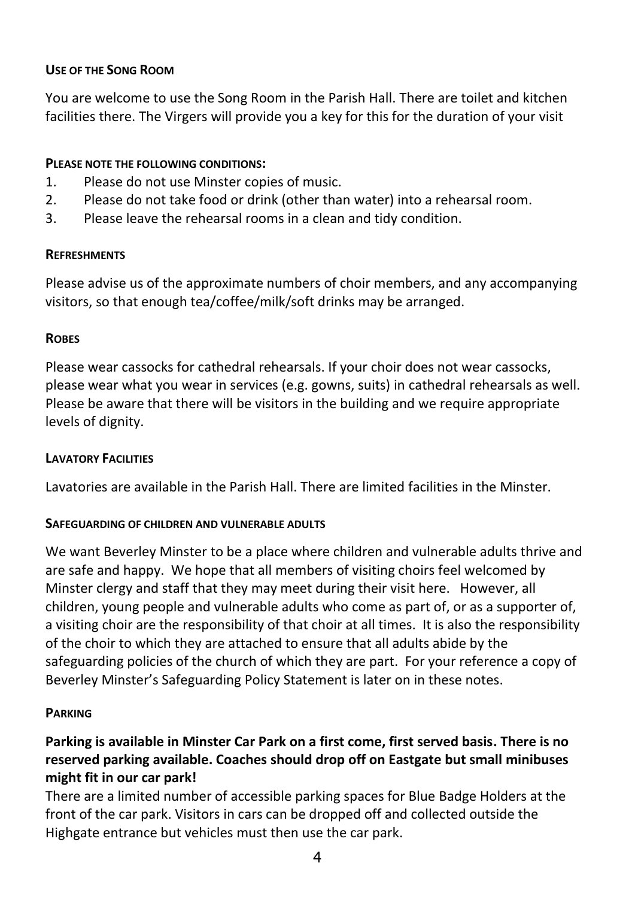### Use of the Song Room

You are welcome to use the Song Room in the Parish Hall. There are toilet and kitchen facilities there. The Virgers will provide you a key for this for the duration of your visit

#### Please note the following conditions:

1. Please do not use Minster copies of music.
2. Please do not take food or drink (other than water) into a rehearsal room.
3. Please leave the rehearsal rooms in a clean and tidy condition.

### Refreshments

Please advise us of the approximate numbers of choir members, and any accompanying visitors, so that enough tea/coffee/milk/soft drinks may be arranged.

### Robes

Please wear cassocks for cathedral rehearsals. If your choir does not wear cassocks, please wear what you wear in services (e.g. gowns, suits) in cathedral rehearsals as well. Please be aware that there will be visitors in the building and we require appropriate levels of dignity.

### Lavatory Facilities

Lavatories are available in the Parish Hall. There are limited facilities in the Minster.

### Safeguarding of children and vulnerable adults

We want Beverley Minster to be a place where children and vulnerable adults thrive and are safe and happy. We hope that all members of visiting choirs feel welcomed by Minster clergy and staff that they may meet during their visit here. However, all children, young people and vulnerable adults who come as part of, or as a supporter of, a visiting choir are the responsibility of that choir at all times. It is also the responsibility of the choir to which they are attached to ensure that all adults abide by the safeguarding policies of the church of which they are part. For your reference a copy of Beverley Minster's Safeguarding Policy Statement is later on in these notes.

### Parking

**Parking is available in Minster Car Park on a first come, first served basis. There is no reserved parking available. Coaches should drop off on Eastgate but small minibuses might fit in our car park!**

There are a limited number of accessible parking spaces for Blue Badge Holders at the front of the car park. Visitors in cars can be dropped off and collected outside the Highgate entrance but vehicles must then use the car park.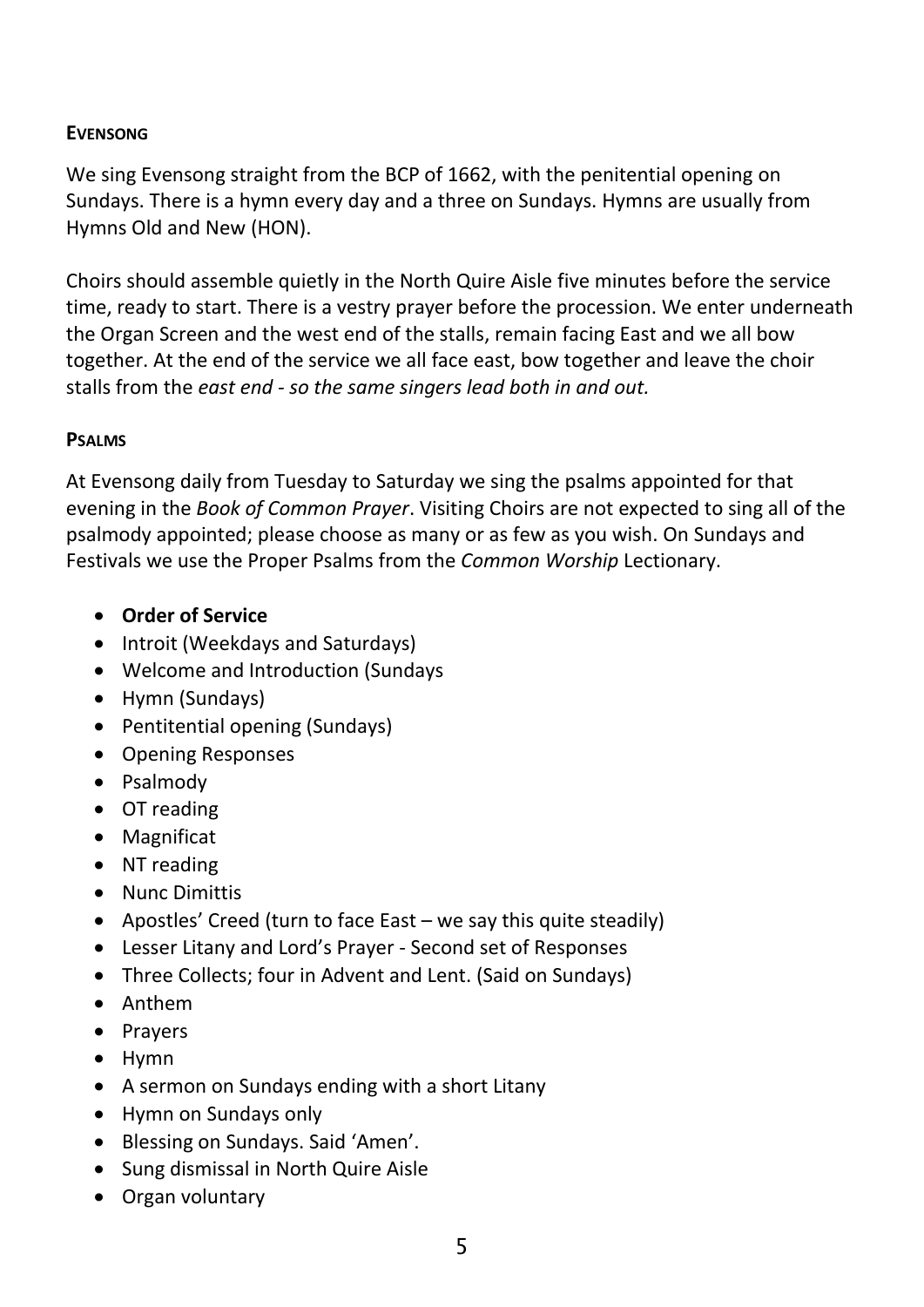## Evensong

We sing Evensong straight from the BCP of 1662, with the penitential opening on Sundays. There is a hymn every day and a three on Sundays. Hymns are usually from Hymns Old and New (HON).

Choirs should assemble quietly in the North Quire Aisle five minutes before the service time, ready to start. There is a vestry prayer before the procession. We enter underneath the Organ Screen and the west end of the stalls, remain facing East and we all bow together. At the end of the service we all face east, bow together and leave the choir stalls from the *east end - so the same singers lead both in and out.*

## Psalms

At Evensong daily from Tuesday to Saturday we sing the psalms appointed for that evening in the *Book of Common Prayer*. Visiting Choirs are not expected to sing all of the psalmody appointed; please choose as many or as few as you wish. On Sundays and Festivals we use the Proper Psalms from the *Common Worship* Lectionary.

- **Order of Service**
- Introit (Weekdays and Saturdays)
- Welcome and Introduction (Sundays
- Hymn (Sundays)
- Pentitential opening (Sundays)
- Opening Responses
- Psalmody
- OT reading
- Magnificat
- NT reading
- Nunc Dimittis
- Apostles' Creed (turn to face East – we say this quite steadily)
- Lesser Litany and Lord's Prayer - Second set of Responses
- Three Collects; four in Advent and Lent. (Said on Sundays)
- Anthem
- Prayers
- Hymn
- A sermon on Sundays ending with a short Litany
- Hymn on Sundays only
- Blessing on Sundays. Said 'Amen'.
- Sung dismissal in North Quire Aisle
- Organ voluntary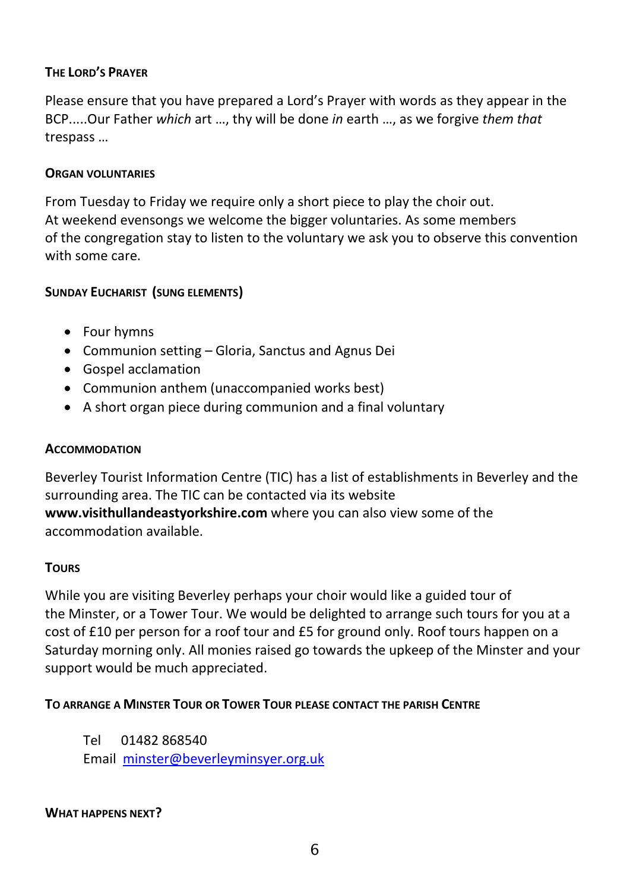### The Lord's Prayer

Please ensure that you have prepared a Lord's Prayer with words as they appear in the BCP.....Our Father *which* art …, thy will be done *in* earth …, as we forgive *them that* trespass …

### Organ voluntaries

From Tuesday to Friday we require only a short piece to play the choir out. At weekend evensongs we welcome the bigger voluntaries. As some members of the congregation stay to listen to the voluntary we ask you to observe this convention with some care.

### Sunday Eucharist (sung elements)

- Four hymns
- Communion setting – Gloria, Sanctus and Agnus Dei
- Gospel acclamation
- Communion anthem (unaccompanied works best)
- A short organ piece during communion and a final voluntary

### Accommodation

Beverley Tourist Information Centre (TIC) has a list of establishments in Beverley and the surrounding area. The TIC can be contacted via its website **www.visithullandeastyorkshire.com** where you can also view some of the accommodation available.

### Tours

While you are visiting Beverley perhaps your choir would like a guided tour of the Minster, or a Tower Tour. We would be delighted to arrange such tours for you at a cost of £10 per person for a roof tour and £5 for ground only. Roof tours happen on a Saturday morning only. All monies raised go towards the upkeep of the Minster and your support would be much appreciated.

### To arrange a Minster Tour or Tower Tour please contact the parish Centre

Tel 01482 868540
Email [minster@beverleyminsyer.org.uk](mailto:minster@beverleyminsyer.org.uk)

### What happens next?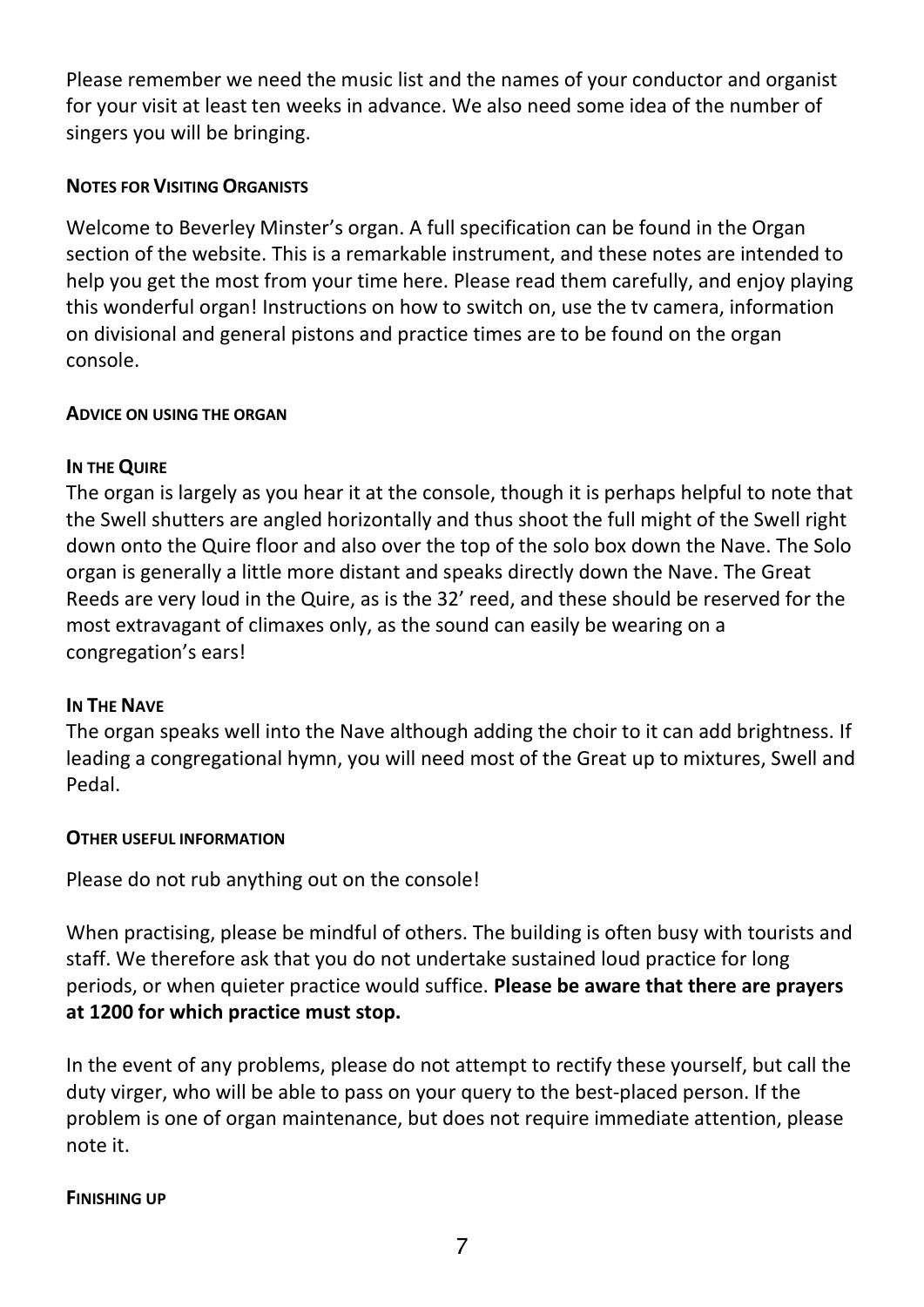Please remember we need the music list and the names of your conductor and organist for your visit at least ten weeks in advance. We also need some idea of the number of singers you will be bringing.

## NOTES FOR VISITING ORGANISTS

Welcome to Beverley Minster's organ. A full specification can be found in the Organ section of the website. This is a remarkable instrument, and these notes are intended to help you get the most from your time here. Please read them carefully, and enjoy playing this wonderful organ! Instructions on how to switch on, use the tv camera, information on divisional and general pistons and practice times are to be found on the organ console.

## ADVICE ON USING THE ORGAN

### IN THE QUIRE

The organ is largely as you hear it at the console, though it is perhaps helpful to note that the Swell shutters are angled horizontally and thus shoot the full might of the Swell right down onto the Quire floor and also over the top of the solo box down the Nave. The Solo organ is generally a little more distant and speaks directly down the Nave. The Great Reeds are very loud in the Quire, as is the 32' reed, and these should be reserved for the most extravagant of climaxes only, as the sound can easily be wearing on a congregation's ears!

### IN THE NAVE

The organ speaks well into the Nave although adding the choir to it can add brightness. If leading a congregational hymn, you will need most of the Great up to mixtures, Swell and Pedal.

## OTHER USEFUL INFORMATION

Please do not rub anything out on the console!

When practising, please be mindful of others. The building is often busy with tourists and staff. We therefore ask that you do not undertake sustained loud practice for long periods, or when quieter practice would suffice. **Please be aware that there are prayers at 1200 for which practice must stop.**

In the event of any problems, please do not attempt to rectify these yourself, but call the duty virger, who will be able to pass on your query to the best-placed person. If the problem is one of organ maintenance, but does not require immediate attention, please note it.

## FINISHING UP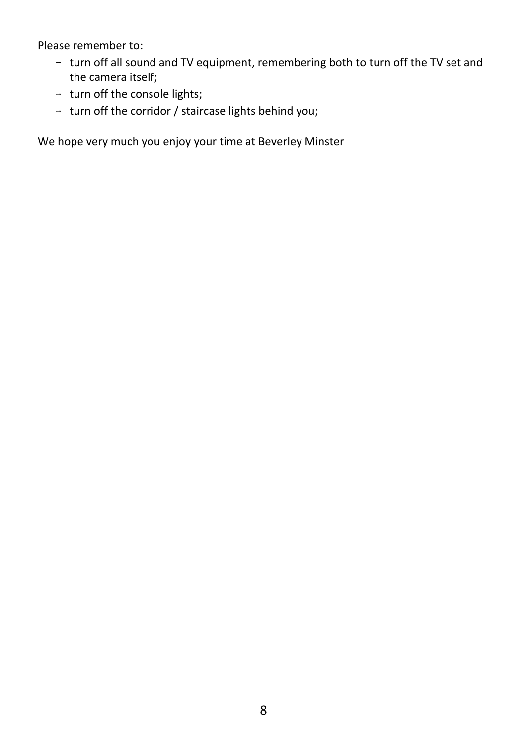Please remember to:

- turn off all sound and TV equipment, remembering both to turn off the TV set and the camera itself;
- turn off the console lights;
- turn off the corridor / staircase lights behind you;

We hope very much you enjoy your time at Beverley Minster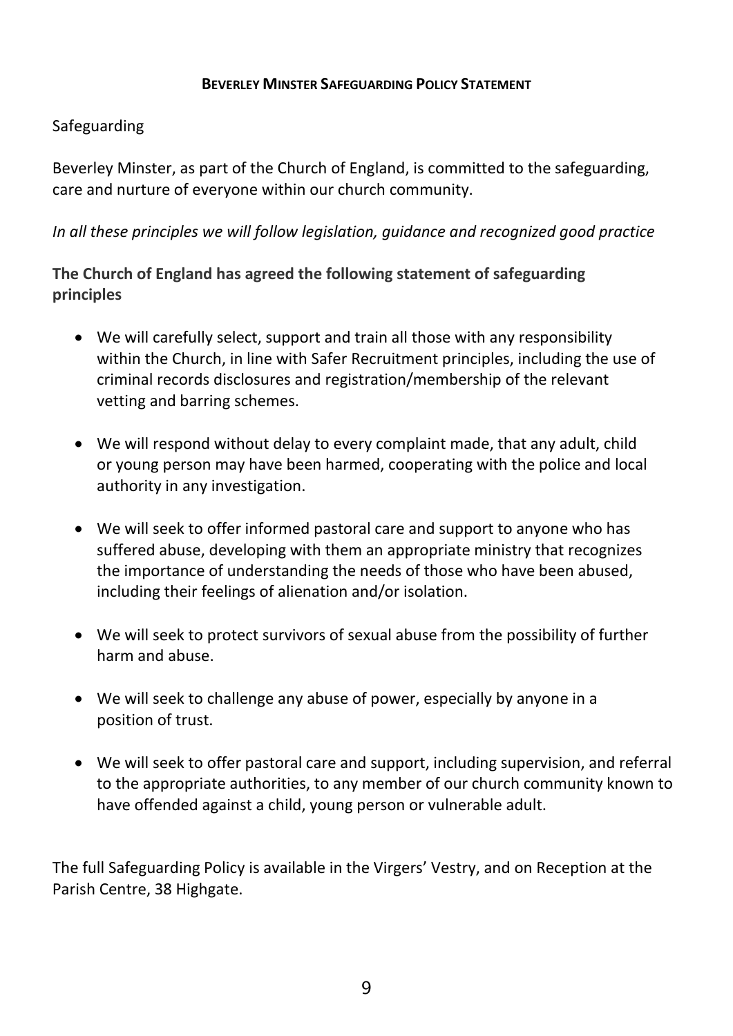## **Beverley Minster Safeguarding Policy Statement**

Safeguarding

Beverley Minster, as part of the Church of England, is committed to the safeguarding, care and nurture of everyone within our church community.

*In all these principles we will follow legislation, guidance and recognized good practice*

**The Church of England has agreed the following statement of safeguarding principles**

- We will carefully select, support and train all those with any responsibility within the Church, in line with Safer Recruitment principles, including the use of criminal records disclosures and registration/membership of the relevant vetting and barring schemes.
- We will respond without delay to every complaint made, that any adult, child or young person may have been harmed, cooperating with the police and local authority in any investigation.
- We will seek to offer informed pastoral care and support to anyone who has suffered abuse, developing with them an appropriate ministry that recognizes the importance of understanding the needs of those who have been abused, including their feelings of alienation and/or isolation.
- We will seek to protect survivors of sexual abuse from the possibility of further harm and abuse.
- We will seek to challenge any abuse of power, especially by anyone in a position of trust.
- We will seek to offer pastoral care and support, including supervision, and referral to the appropriate authorities, to any member of our church community known to have offended against a child, young person or vulnerable adult.

The full Safeguarding Policy is available in the Virgers' Vestry, and on Reception at the Parish Centre, 38 Highgate.